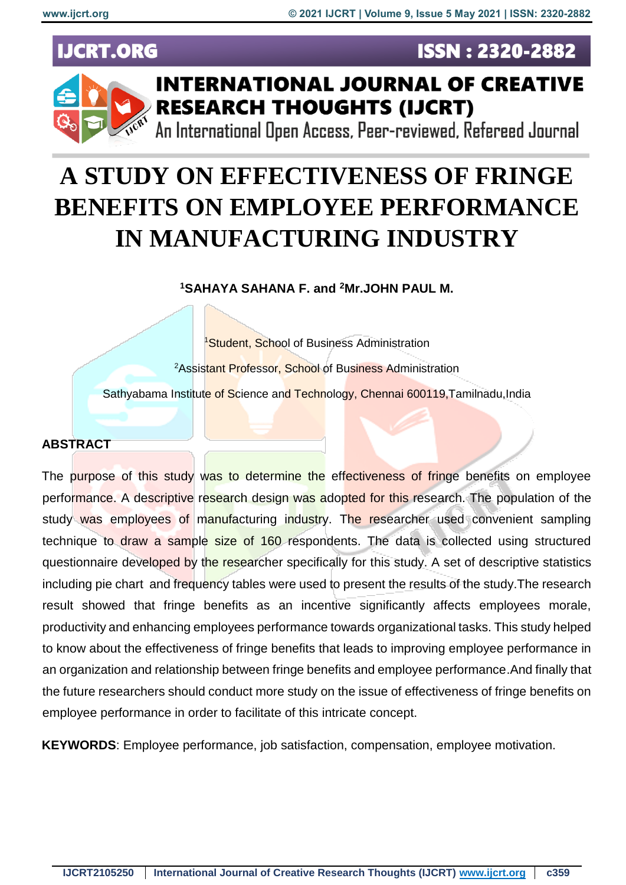# A STUDY ON EFFECTIVENESS OF FRINGE BENEFITS ON EMPLOYEE PERFORMANCE IN MANUFACTURING INDUSTRY

**[1]SAHAYA SAHANA F. and [2]Mr.JOHN PAUL M.**

[1]Student, School of Business Administration

[2]Assistant Professor, School of Business Administration

Sathyabama Institute of Science and Technology, Chennai 600119,Tamilnadu,India

## ABSTRACT

The purpose of this study was to determine the effectiveness of fringe benefits on employee performance. A descriptive research design was adopted for this research. The population of the study was employees of manufacturing industry. The researcher used convenient sampling technique to draw a sample size of 160 respondents. The data is collected using structured questionnaire developed by the researcher specifically for this study. A set of descriptive statistics including pie chart and frequency tables were used to present the results of the study.The research result showed that fringe benefits as an incentive significantly affects employees morale, productivity and enhancing employees performance towards organizational tasks. This study helped to know about the effectiveness of fringe benefits that leads to improving employee performance in an organization and relationship between fringe benefits and employee performance.And finally that the future researchers should conduct more study on the issue of effectiveness of fringe benefits on employee performance in order to facilitate of this intricate concept.

**KEYWORDS**: Employee performance, job satisfaction, compensation, employee motivation.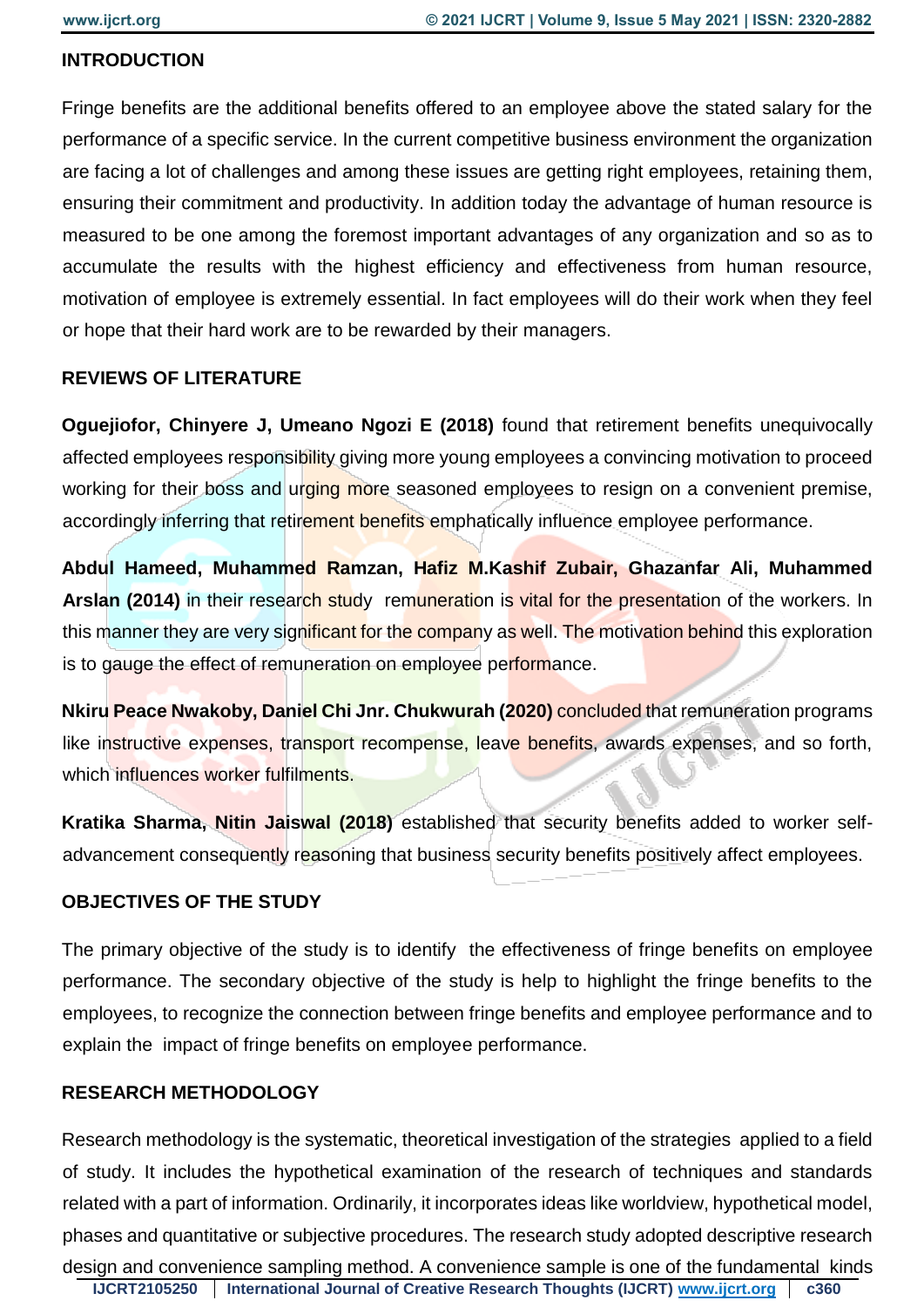## INTRODUCTION

Fringe benefits are the additional benefits offered to an employee above the stated salary for the performance of a specific service. In the current competitive business environment the organization are facing a lot of challenges and among these issues are getting right employees, retaining them, ensuring their commitment and productivity. In addition today the advantage of human resource is measured to be one among the foremost important advantages of any organization and so as to accumulate the results with the highest efficiency and effectiveness from human resource, motivation of employee is extremely essential. In fact employees will do their work when they feel or hope that their hard work are to be rewarded by their managers.

## REVIEWS OF LITERATURE

**Oguejiofor, Chinyere J, Umeano Ngozi E (2018)** found that retirement benefits unequivocally affected employees responsibility giving more young employees a convincing motivation to proceed working for their boss and urging more seasoned employees to resign on a convenient premise, accordingly inferring that retirement benefits emphatically influence employee performance.

**Abdul Hameed, Muhammed Ramzan, Hafiz M.Kashif Zubair, Ghazanfar Ali, Muhammed Arslan (2014)** in their research study remuneration is vital for the presentation of the workers. In this manner they are very significant for the company as well. The motivation behind this exploration is to gauge the effect of remuneration on employee performance.

**Nkiru Peace Nwakoby, Daniel Chi Jnr. Chukwurah (2020)** concluded that remuneration programs like instructive expenses, transport recompense, leave benefits, awards expenses, and so forth, which influences worker fulfilments.

**Kratika Sharma, Nitin Jaiswal (2018)** established that security benefits added to worker self-advancement consequently reasoning that business security benefits positively affect employees.

## OBJECTIVES OF THE STUDY

The primary objective of the study is to identify the effectiveness of fringe benefits on employee performance. The secondary objective of the study is help to highlight the fringe benefits to the employees, to recognize the connection between fringe benefits and employee performance and to explain the impact of fringe benefits on employee performance.

## RESEARCH METHODOLOGY

Research methodology is the systematic, theoretical investigation of the strategies applied to a field of study. It includes the hypothetical examination of the research of techniques and standards related with a part of information. Ordinarily, it incorporates ideas like worldview, hypothetical model, phases and quantitative or subjective procedures. The research study adopted descriptive research design and convenience sampling method. A convenience sample is one of the fundamental kinds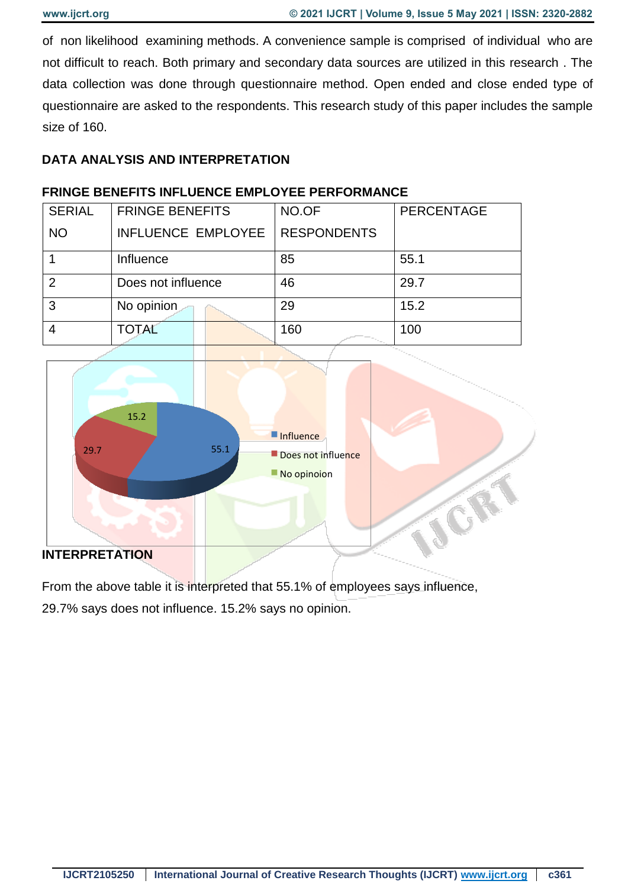of non likelihood examining methods. A convenience sample is comprised of individual who are not difficult to reach. Both primary and secondary data sources are utilized in this research . The data collection was done through questionnaire method. Open ended and close ended type of questionnaire are asked to the respondents. This research study of this paper includes the sample size of 160.

## DATA ANALYSIS AND INTERPRETATION

### FRINGE BENEFITS INFLUENCE EMPLOYEE PERFORMANCE

| SERIAL NO | FRINGE BENEFITS INFLUENCE EMPLOYEE | NO.OF RESPONDENTS | PERCENTAGE |
|---|---|---|---|
| 1 | Influence | 85 | 55.1 |
| 2 | Does not influence | 46 | 29.7 |
| 3 | No opinion | 29 | 15.2 |
| 4 | TOTAL | 160 | 100 |

### INTERPRETATION

From the above table it is interpreted that 55.1% of employees says influence, 29.7% says does not influence. 15.2% says no opinion.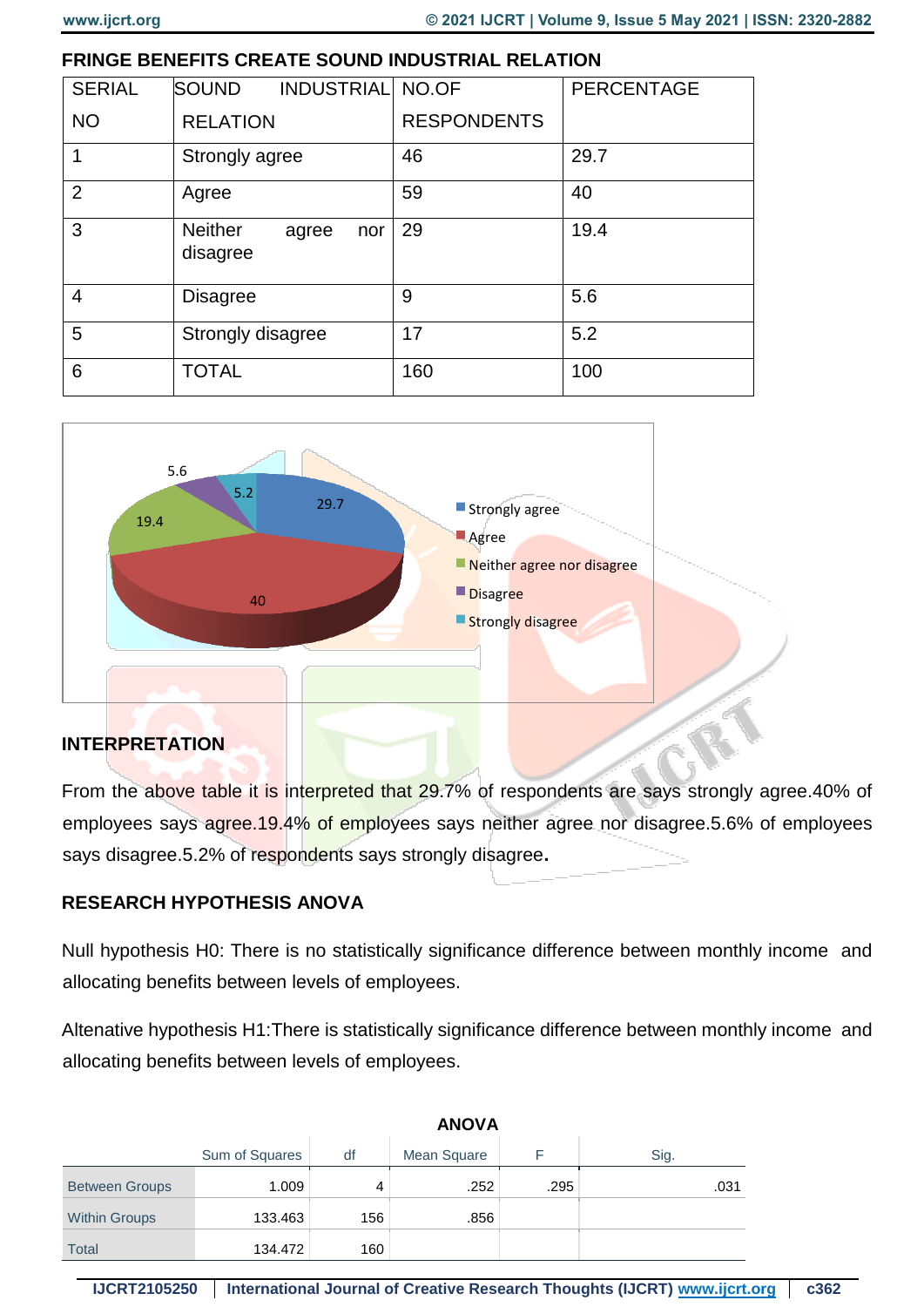### FRINGE BENEFITS CREATE SOUND INDUSTRIAL RELATION

| SERIAL NO | SOUND INDUSTRIAL RELATION | NO.OF RESPONDENTS | PERCENTAGE |
|---|---|---|---|
| 1 | Strongly agree | 46 | 29.7 |
| 2 | Agree | 59 | 40 |
| 3 | Neither agree nor disagree | 29 | 19.4 |
| 4 | Disagree | 9 | 5.6 |
| 5 | Strongly disagree | 17 | 5.2 |
| 6 | TOTAL | 160 | 100 |

### INTERPRETATION

From the above table it is interpreted that 29.7% of respondents are says strongly agree.40% of employees says agree.19.4% of employees says neither agree nor disagree.5.6% of employees says disagree.5.2% of respondents says strongly disagree**.**

### RESEARCH HYPOTHESIS ANOVA

Null hypothesis H0: There is no statistically significance difference between monthly income and allocating benefits between levels of employees.

Altenative hypothesis H1:There is statistically significance difference between monthly income and allocating benefits between levels of employees.

**ANOVA**

| | Sum of Squares | df | Mean Square | F | Sig. |
|---|---|---|---|---|---|
| Between Groups | 1.009 | 4 | .252 | .295 | .031 |
| Within Groups | 133.463 | 156 | .856 | | |
| Total | 134.472 | 160 | | | |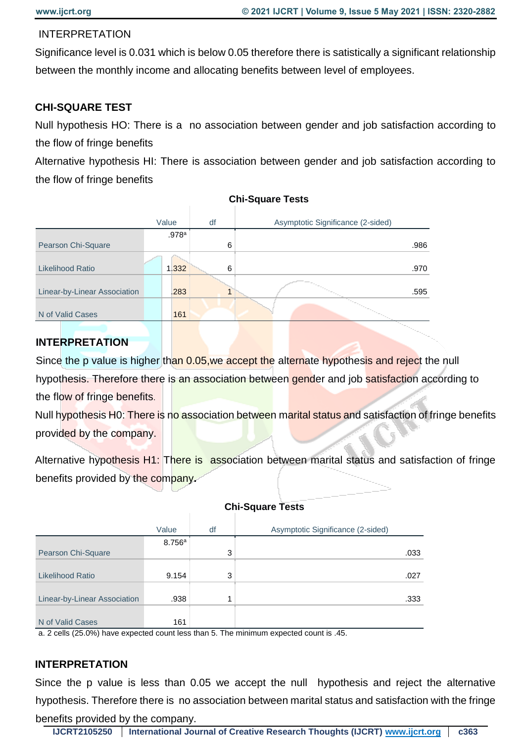INTERPRETATION

Significance level is 0.031 which is below 0.05 therefore there is satistically a significant relationship between the monthly income and allocating benefits between level of employees.

**CHI-SQUARE TEST**

Null hypothesis HO: There is a no association between gender and job satisfaction according to the flow of fringe benefits

Alternative hypothesis HI: There is association between gender and job satisfaction according to the flow of fringe benefits

**Chi-Square Tests**

| | Value | df | Asymptotic Significance (2-sided) |
|---|---|---|---|
| Pearson Chi-Square | .978[a] | 6 | .986 |
| Likelihood Ratio | 1.332 | 6 | .970 |
| Linear-by-Linear Association | .283 | 1 | .595 |
| N of Valid Cases | 161 | | |

**INTERPRETATION**

Since the p value is higher than 0.05,we accept the alternate hypothesis and reject the null hypothesis. Therefore there is an association between gender and job satisfaction according to the flow of fringe benefits.

Null hypothesis H0: There is no association between marital status and satisfaction of fringe benefits provided by the company.

Alternative hypothesis H1: There is association between marital status and satisfaction of fringe benefits provided by the company.

**Chi-Square Tests**

| | Value | df | Asymptotic Significance (2-sided) |
|---|---|---|---|
| Pearson Chi-Square | 8.756[a] | 3 | .033 |
| Likelihood Ratio | 9.154 | 3 | .027 |
| Linear-by-Linear Association | .938 | 1 | .333 |
| N of Valid Cases | 161 | | |

a. 2 cells (25.0%) have expected count less than 5. The minimum expected count is .45.

**INTERPRETATION**

Since the p value is less than 0.05 we accept the null hypothesis and reject the alternative hypothesis. Therefore there is no association between marital status and satisfaction with the fringe benefits provided by the company.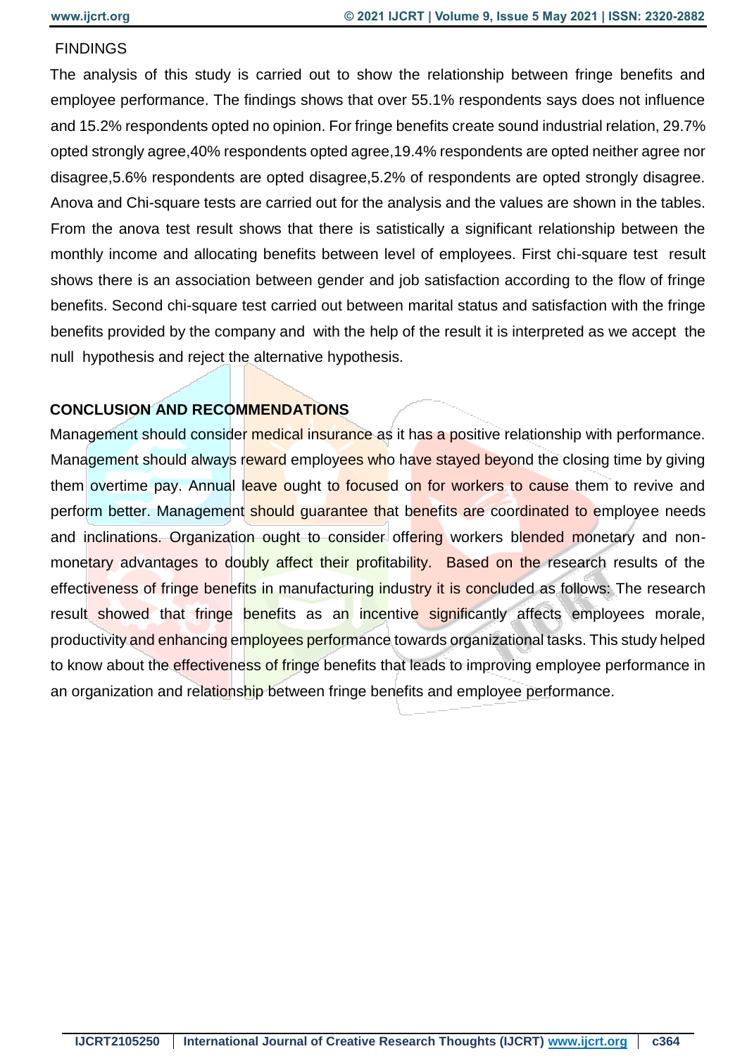## FINDINGS

The analysis of this study is carried out to show the relationship between fringe benefits and employee performance. The findings shows that over 55.1% respondents says does not influence and 15.2% respondents opted no opinion. For fringe benefits create sound industrial relation, 29.7% opted strongly agree,40% respondents opted agree,19.4% respondents are opted neither agree nor disagree,5.6% respondents are opted disagree,5.2% of respondents are opted strongly disagree. Anova and Chi-square tests are carried out for the analysis and the values are shown in the tables. From the anova test result shows that there is satistically a significant relationship between the monthly income and allocating benefits between level of employees. First chi-square test result shows there is an association between gender and job satisfaction according to the flow of fringe benefits. Second chi-square test carried out between marital status and satisfaction with the fringe benefits provided by the company and with the help of the result it is interpreted as we accept the null hypothesis and reject the alternative hypothesis.

## CONCLUSION AND RECOMMENDATIONS

Management should consider medical insurance as it has a positive relationship with performance. Management should always reward employees who have stayed beyond the closing time by giving them overtime pay. Annual leave ought to focused on for workers to cause them to revive and perform better. Management should guarantee that benefits are coordinated to employee needs and inclinations. Organization ought to consider offering workers blended monetary and non-monetary advantages to doubly affect their profitability. Based on the research results of the effectiveness of fringe benefits in manufacturing industry it is concluded as follows: The research result showed that fringe benefits as an incentive significantly affects employees morale, productivity and enhancing employees performance towards organizational tasks. This study helped to know about the effectiveness of fringe benefits that leads to improving employee performance in an organization and relationship between fringe benefits and employee performance.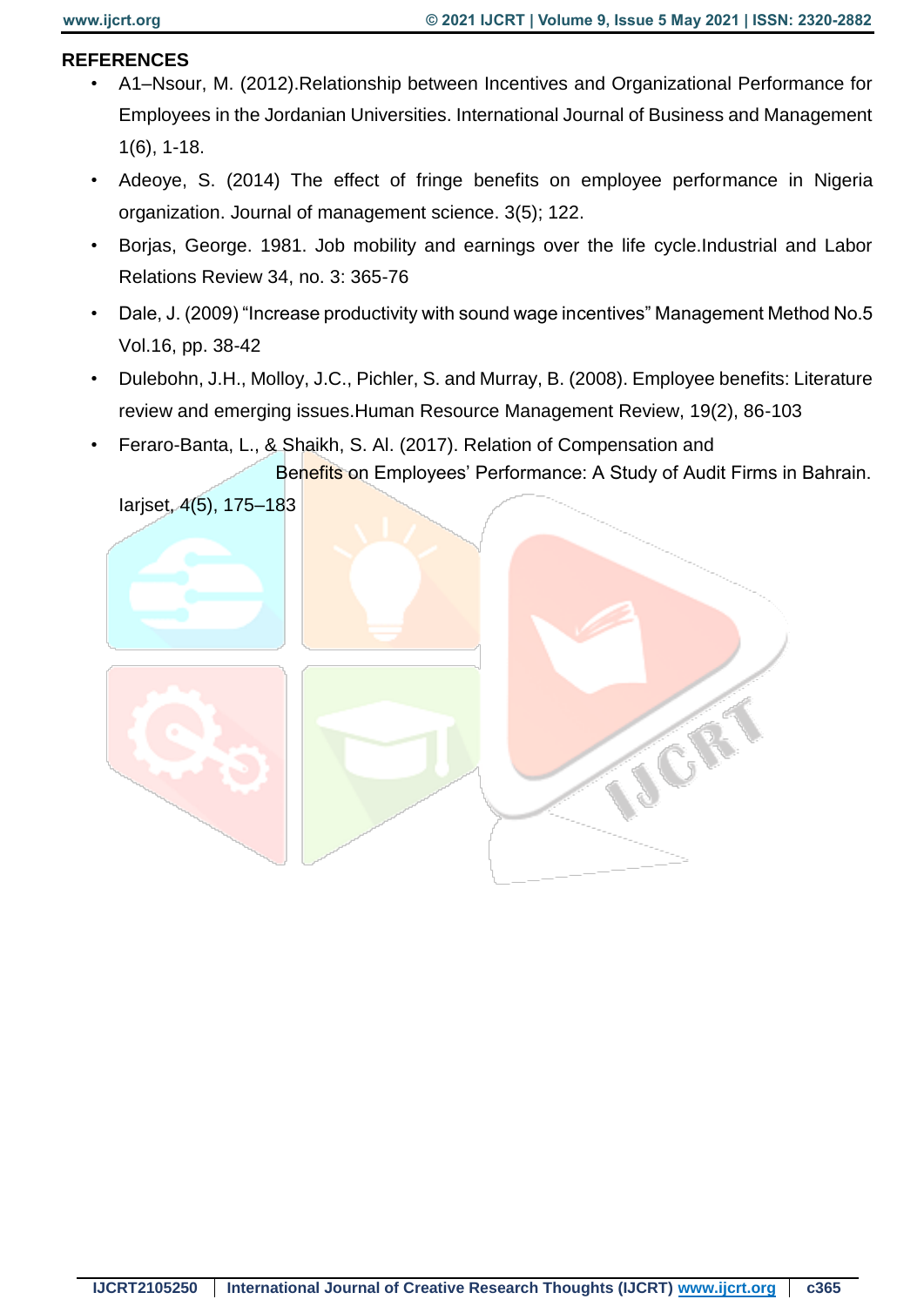## REFERENCES

- A1–Nsour, M. (2012).Relationship between Incentives and Organizational Performance for Employees in the Jordanian Universities. International Journal of Business and Management 1(6), 1-18.
- Adeoye, S. (2014) The effect of fringe benefits on employee performance in Nigeria organization. Journal of management science. 3(5); 122.
- Borjas, George. 1981. Job mobility and earnings over the life cycle.Industrial and Labor Relations Review 34, no. 3: 365-76
- Dale, J. (2009) "Increase productivity with sound wage incentives" Management Method No.5 Vol.16, pp. 38-42
- Dulebohn, J.H., Molloy, J.C., Pichler, S. and Murray, B. (2008). Employee benefits: Literature review and emerging issues.Human Resource Management Review, 19(2), 86-103
- Feraro-Banta, L., & Shaikh, S. Al. (2017). Relation of Compensation and Benefits on Employees' Performance: A Study of Audit Firms in Bahrain. Iarjset, 4(5), 175–183